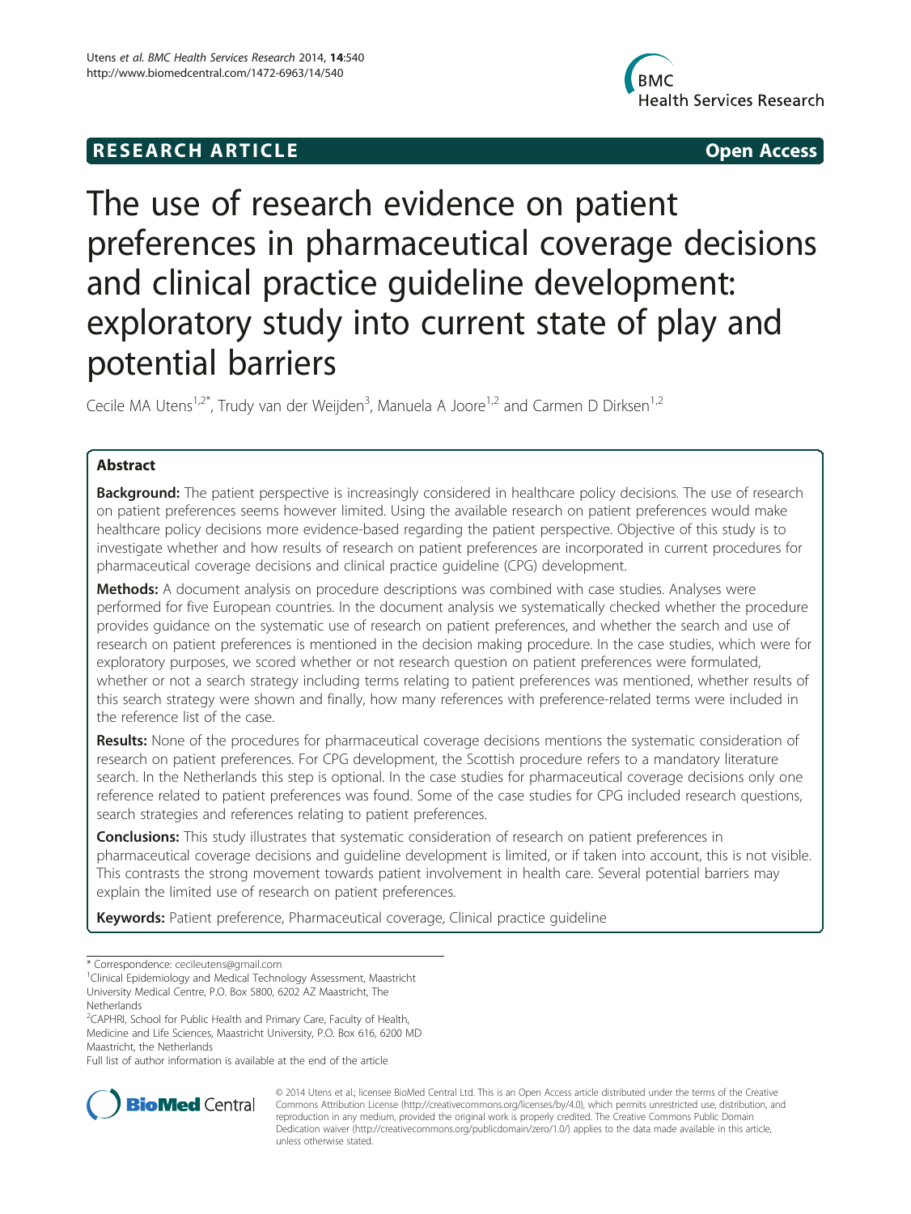**RESEARCH ARTICLE** **Open Access**

# The use of research evidence on patient preferences in pharmaceutical coverage decisions and clinical practice guideline development: exploratory study into current state of play and potential barriers

Cecile MA Utens[1,2*], Trudy van der Weijden[3], Manuela A Joore[1,2] and Carmen D Dirksen[1,2]

## Abstract

**Background:** The patient perspective is increasingly considered in healthcare policy decisions. The use of research on patient preferences seems however limited. Using the available research on patient preferences would make healthcare policy decisions more evidence-based regarding the patient perspective. Objective of this study is to investigate whether and how results of research on patient preferences are incorporated in current procedures for pharmaceutical coverage decisions and clinical practice guideline (CPG) development.

**Methods:** A document analysis on procedure descriptions was combined with case studies. Analyses were performed for five European countries. In the document analysis we systematically checked whether the procedure provides guidance on the systematic use of research on patient preferences, and whether the search and use of research on patient preferences is mentioned in the decision making procedure. In the case studies, which were for exploratory purposes, we scored whether or not research question on patient preferences were formulated, whether or not a search strategy including terms relating to patient preferences was mentioned, whether results of this search strategy were shown and finally, how many references with preference-related terms were included in the reference list of the case.

**Results:** None of the procedures for pharmaceutical coverage decisions mentions the systematic consideration of research on patient preferences. For CPG development, the Scottish procedure refers to a mandatory literature search. In the Netherlands this step is optional. In the case studies for pharmaceutical coverage decisions only one reference related to patient preferences was found. Some of the case studies for CPG included research questions, search strategies and references relating to patient preferences.

**Conclusions:** This study illustrates that systematic consideration of research on patient preferences in pharmaceutical coverage decisions and guideline development is limited, or if taken into account, this is not visible. This contrasts the strong movement towards patient involvement in health care. Several potential barriers may explain the limited use of research on patient preferences.

**Keywords:** Patient preference, Pharmaceutical coverage, Clinical practice guideline

---

* Correspondence: cecileutens@gmail.com
[1]Clinical Epidemiology and Medical Technology Assessment, Maastricht University Medical Centre, P.O. Box 5800, 6202 AZ Maastricht, The Netherlands
[2]CAPHRI, School for Public Health and Primary Care, Faculty of Health, Medicine and Life Sciences, Maastricht University, P.O. Box 616, 6200 MD Maastricht, the Netherlands
Full list of author information is available at the end of the article

© 2014 Utens et al.; licensee BioMed Central Ltd. This is an Open Access article distributed under the terms of the Creative Commons Attribution License (http://creativecommons.org/licenses/by/4.0), which permits unrestricted use, distribution, and reproduction in any medium, provided the original work is properly credited. The Creative Commons Public Domain Dedication waiver (http://creativecommons.org/publicdomain/zero/1.0/) applies to the data made available in this article, unless otherwise stated.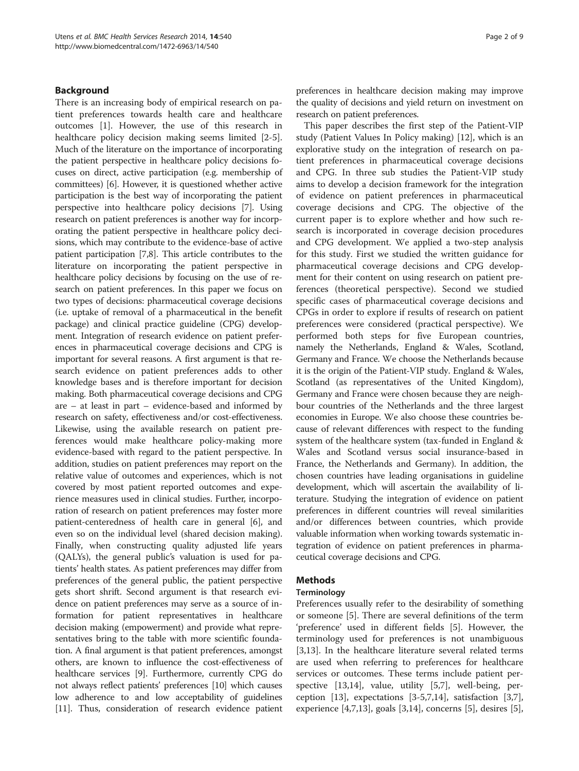## Background

There is an increasing body of empirical research on patient preferences towards health care and healthcare outcomes [1]. However, the use of this research in healthcare policy decision making seems limited [2-5]. Much of the literature on the importance of incorporating the patient perspective in healthcare policy decisions focuses on direct, active participation (e.g. membership of committees) [6]. However, it is questioned whether active participation is the best way of incorporating the patient perspective into healthcare policy decisions [7]. Using research on patient preferences is another way for incorporating the patient perspective in healthcare policy decisions, which may contribute to the evidence-base of active patient participation [7,8]. This article contributes to the literature on incorporating the patient perspective in healthcare policy decisions by focusing on the use of research on patient preferences. In this paper we focus on two types of decisions: pharmaceutical coverage decisions (i.e. uptake of removal of a pharmaceutical in the benefit package) and clinical practice guideline (CPG) development. Integration of research evidence on patient preferences in pharmaceutical coverage decisions and CPG is important for several reasons. A first argument is that research evidence on patient preferences adds to other knowledge bases and is therefore important for decision making. Both pharmaceutical coverage decisions and CPG are – at least in part – evidence-based and informed by research on safety, effectiveness and/or cost-effectiveness. Likewise, using the available research on patient preferences would make healthcare policy-making more evidence-based with regard to the patient perspective. In addition, studies on patient preferences may report on the relative value of outcomes and experiences, which is not covered by most patient reported outcomes and experience measures used in clinical studies. Further, incorporation of research on patient preferences may foster more patient-centeredness of health care in general [6], and even so on the individual level (shared decision making). Finally, when constructing quality adjusted life years (QALYs), the general public's valuation is used for patients' health states. As patient preferences may differ from preferences of the general public, the patient perspective gets short shrift. Second argument is that research evidence on patient preferences may serve as a source of information for patient representatives in healthcare decision making (empowerment) and provide what representatives bring to the table with more scientific foundation. A final argument is that patient preferences, amongst others, are known to influence the cost-effectiveness of healthcare services [9]. Furthermore, currently CPG do not always reflect patients' preferences [10] which causes low adherence to and low acceptability of guidelines [11]. Thus, consideration of research evidence patient preferences in healthcare decision making may improve the quality of decisions and yield return on investment on research on patient preferences.

This paper describes the first step of the Patient-VIP study (Patient Values In Policy making) [12], which is an explorative study on the integration of research on patient preferences in pharmaceutical coverage decisions and CPG. In three sub studies the Patient-VIP study aims to develop a decision framework for the integration of evidence on patient preferences in pharmaceutical coverage decisions and CPG. The objective of the current paper is to explore whether and how such research is incorporated in coverage decision procedures and CPG development. We applied a two-step analysis for this study. First we studied the written guidance for pharmaceutical coverage decisions and CPG development for their content on using research on patient preferences (theoretical perspective). Second we studied specific cases of pharmaceutical coverage decisions and CPGs in order to explore if results of research on patient preferences were considered (practical perspective). We performed both steps for five European countries, namely the Netherlands, England & Wales, Scotland, Germany and France. We choose the Netherlands because it is the origin of the Patient-VIP study. England & Wales, Scotland (as representatives of the United Kingdom), Germany and France were chosen because they are neighbour countries of the Netherlands and the three largest economies in Europe. We also choose these countries because of relevant differences with respect to the funding system of the healthcare system (tax-funded in England & Wales and Scotland versus social insurance-based in France, the Netherlands and Germany). In addition, the chosen countries have leading organisations in guideline development, which will ascertain the availability of literature. Studying the integration of evidence on patient preferences in different countries will reveal similarities and/or differences between countries, which provide valuable information when working towards systematic integration of evidence on patient preferences in pharmaceutical coverage decisions and CPG.

## Methods

### Terminology

Preferences usually refer to the desirability of something or someone [5]. There are several definitions of the term 'preference' used in different fields [5]. However, the terminology used for preferences is not unambiguous [3,13]. In the healthcare literature several related terms are used when referring to preferences for healthcare services or outcomes. These terms include patient perspective [13,14], value, utility [5,7], well-being, perception [13], expectations [3-5,7,14], satisfaction [3,7], experience [4,7,13], goals [3,14], concerns [5], desires [5],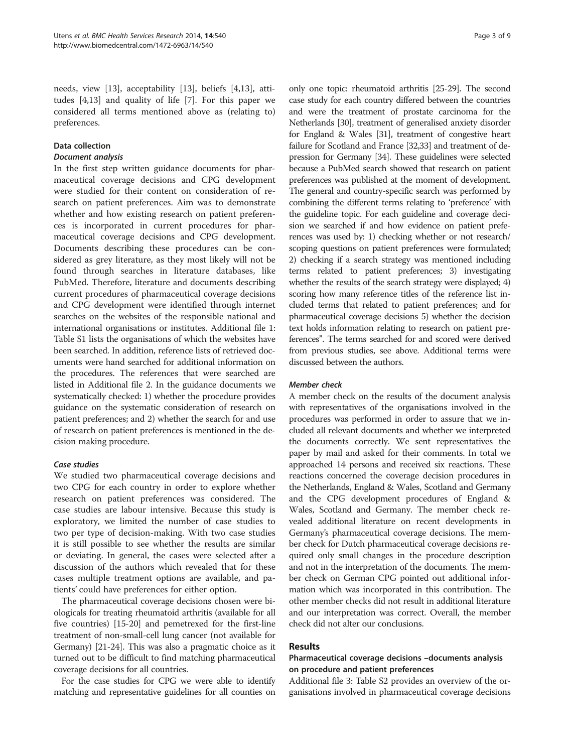needs, view [13], acceptability [13], beliefs [4,13], attitudes [4,13] and quality of life [7]. For this paper we considered all terms mentioned above as (relating to) preferences.

### Data collection

#### *Document analysis*

In the first step written guidance documents for pharmaceutical coverage decisions and CPG development were studied for their content on consideration of research on patient preferences. Aim was to demonstrate whether and how existing research on patient preferences is incorporated in current procedures for pharmaceutical coverage decisions and CPG development. Documents describing these procedures can be considered as grey literature, as they most likely will not be found through searches in literature databases, like PubMed. Therefore, literature and documents describing current procedures of pharmaceutical coverage decisions and CPG development were identified through internet searches on the websites of the responsible national and international organisations or institutes. Additional file 1: Table S1 lists the organisations of which the websites have been searched. In addition, reference lists of retrieved documents were hand searched for additional information on the procedures. The references that were searched are listed in Additional file 2. In the guidance documents we systematically checked: 1) whether the procedure provides guidance on the systematic consideration of research on patient preferences; and 2) whether the search for and use of research on patient preferences is mentioned in the decision making procedure.

#### *Case studies*

We studied two pharmaceutical coverage decisions and two CPG for each country in order to explore whether research on patient preferences was considered. The case studies are labour intensive. Because this study is exploratory, we limited the number of case studies to two per type of decision-making. With two case studies it is still possible to see whether the results are similar or deviating. In general, the cases were selected after a discussion of the authors which revealed that for these cases multiple treatment options are available, and patients' could have preferences for either option.

The pharmaceutical coverage decisions chosen were biologicals for treating rheumatoid arthritis (available for all five countries) [15-20] and pemetrexed for the first-line treatment of non-small-cell lung cancer (not available for Germany) [21-24]. This was also a pragmatic choice as it turned out to be difficult to find matching pharmaceutical coverage decisions for all countries.

For the case studies for CPG we were able to identify matching and representative guidelines for all counties on only one topic: rheumatoid arthritis [25-29]. The second case study for each country differed between the countries and were the treatment of prostate carcinoma for the Netherlands [30], treatment of generalised anxiety disorder for England & Wales [31], treatment of congestive heart failure for Scotland and France [32,33] and treatment of depression for Germany [34]. These guidelines were selected because a PubMed search showed that research on patient preferences was published at the moment of development. The general and country-specific search was performed by combining the different terms relating to 'preference' with the guideline topic. For each guideline and coverage decision we searched if and how evidence on patient preferences was used by: 1) checking whether or not research/ scoping questions on patient preferences were formulated; 2) checking if a search strategy was mentioned including terms related to patient preferences; 3) investigating whether the results of the search strategy were displayed; 4) scoring how many reference titles of the reference list included terms that related to patient preferences; and for pharmaceutical coverage decisions 5) whether the decision text holds information relating to research on patient preferences". The terms searched for and scored were derived from previous studies, see above. Additional terms were discussed between the authors.

#### *Member check*

A member check on the results of the document analysis with representatives of the organisations involved in the procedures was performed in order to assure that we included all relevant documents and whether we interpreted the documents correctly. We sent representatives the paper by mail and asked for their comments. In total we approached 14 persons and received six reactions. These reactions concerned the coverage decision procedures in the Netherlands, England & Wales, Scotland and Germany and the CPG development procedures of England & Wales, Scotland and Germany. The member check revealed additional literature on recent developments in Germany's pharmaceutical coverage decisions. The member check for Dutch pharmaceutical coverage decisions required only small changes in the procedure description and not in the interpretation of the documents. The member check on German CPG pointed out additional information which was incorporated in this contribution. The other member checks did not result in additional literature and our interpretation was correct. Overall, the member check did not alter our conclusions.

## Results

### Pharmaceutical coverage decisions –documents analysis on procedure and patient preferences

Additional file 3: Table S2 provides an overview of the organisations involved in pharmaceutical coverage decisions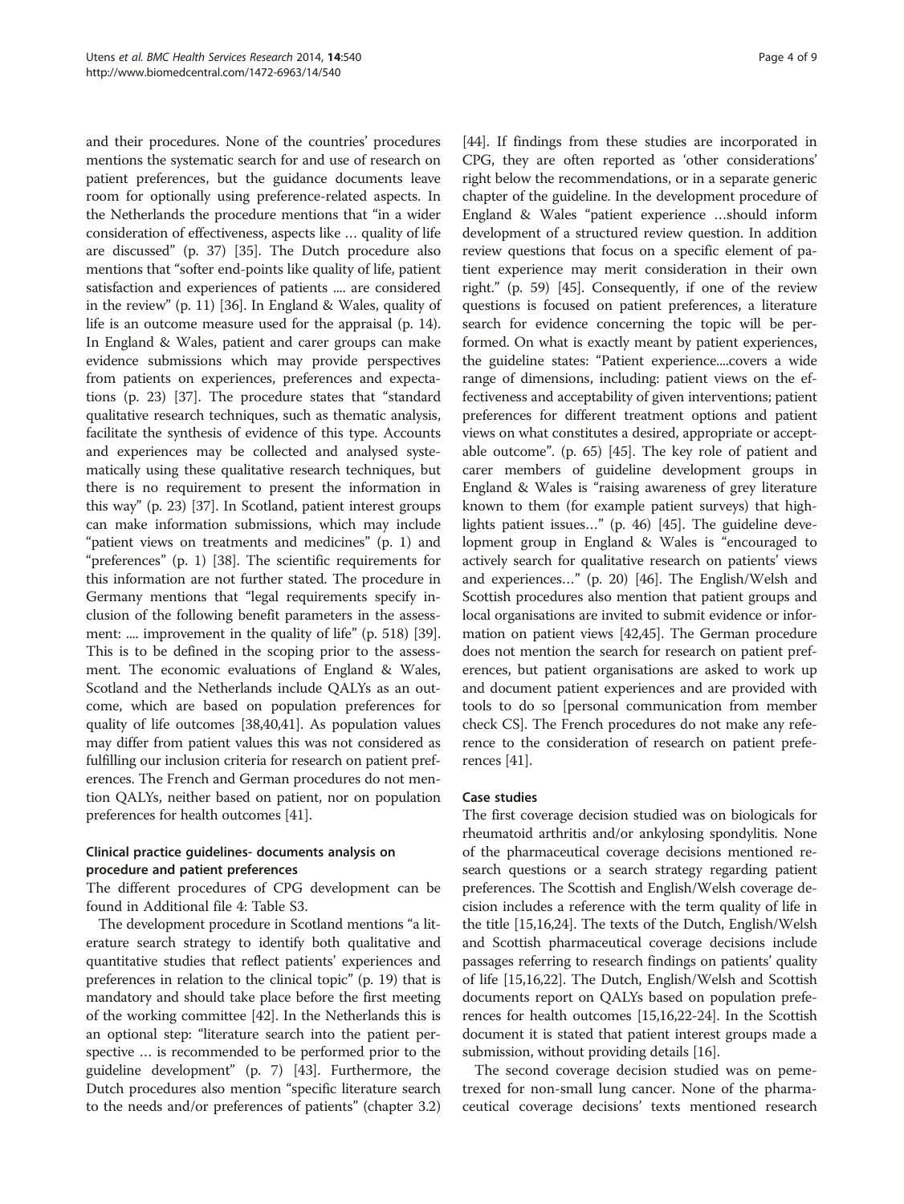and their procedures. None of the countries' procedures mentions the systematic search for and use of research on patient preferences, but the guidance documents leave room for optionally using preference-related aspects. In the Netherlands the procedure mentions that "in a wider consideration of effectiveness, aspects like … quality of life are discussed" (p. 37) [35]. The Dutch procedure also mentions that "softer end-points like quality of life, patient satisfaction and experiences of patients .... are considered in the review" (p. 11) [36]. In England & Wales, quality of life is an outcome measure used for the appraisal (p. 14). In England & Wales, patient and carer groups can make evidence submissions which may provide perspectives from patients on experiences, preferences and expectations (p. 23) [37]. The procedure states that "standard qualitative research techniques, such as thematic analysis, facilitate the synthesis of evidence of this type. Accounts and experiences may be collected and analysed systematically using these qualitative research techniques, but there is no requirement to present the information in this way" (p. 23) [37]. In Scotland, patient interest groups can make information submissions, which may include "patient views on treatments and medicines" (p. 1) and "preferences" (p. 1) [38]. The scientific requirements for this information are not further stated. The procedure in Germany mentions that "legal requirements specify inclusion of the following benefit parameters in the assessment: .... improvement in the quality of life" (p. 518) [39]. This is to be defined in the scoping prior to the assessment. The economic evaluations of England & Wales, Scotland and the Netherlands include QALYs as an outcome, which are based on population preferences for quality of life outcomes [38,40,41]. As population values may differ from patient values this was not considered as fulfilling our inclusion criteria for research on patient preferences. The French and German procedures do not mention QALYs, neither based on patient, nor on population preferences for health outcomes [41].

### Clinical practice guidelines- documents analysis on procedure and patient preferences

The different procedures of CPG development can be found in Additional file 4: Table S3.

The development procedure in Scotland mentions "a literature search strategy to identify both qualitative and quantitative studies that reflect patients' experiences and preferences in relation to the clinical topic" (p. 19) that is mandatory and should take place before the first meeting of the working committee [42]. In the Netherlands this is an optional step: "literature search into the patient perspective … is recommended to be performed prior to the guideline development" (p. 7) [43]. Furthermore, the Dutch procedures also mention "specific literature search to the needs and/or preferences of patients" (chapter 3.2) [44]. If findings from these studies are incorporated in CPG, they are often reported as 'other considerations' right below the recommendations, or in a separate generic chapter of the guideline. In the development procedure of England & Wales "patient experience …should inform development of a structured review question. In addition review questions that focus on a specific element of patient experience may merit consideration in their own right." (p. 59) [45]. Consequently, if one of the review questions is focused on patient preferences, a literature search for evidence concerning the topic will be performed. On what is exactly meant by patient experiences, the guideline states: "Patient experience....covers a wide range of dimensions, including: patient views on the effectiveness and acceptability of given interventions; patient preferences for different treatment options and patient views on what constitutes a desired, appropriate or acceptable outcome". (p. 65) [45]. The key role of patient and carer members of guideline development groups in England & Wales is "raising awareness of grey literature known to them (for example patient surveys) that highlights patient issues…" (p. 46) [45]. The guideline development group in England & Wales is "encouraged to actively search for qualitative research on patients' views and experiences…" (p. 20) [46]. The English/Welsh and Scottish procedures also mention that patient groups and local organisations are invited to submit evidence or information on patient views [42,45]. The German procedure does not mention the search for research on patient preferences, but patient organisations are asked to work up and document patient experiences and are provided with tools to do so [personal communication from member check CS]. The French procedures do not make any reference to the consideration of research on patient preferences [41].

### Case studies

The first coverage decision studied was on biologicals for rheumatoid arthritis and/or ankylosing spondylitis. None of the pharmaceutical coverage decisions mentioned research questions or a search strategy regarding patient preferences. The Scottish and English/Welsh coverage decision includes a reference with the term quality of life in the title [15,16,24]. The texts of the Dutch, English/Welsh and Scottish pharmaceutical coverage decisions include passages referring to research findings on patients' quality of life [15,16,22]. The Dutch, English/Welsh and Scottish documents report on QALYs based on population preferences for health outcomes [15,16,22-24]. In the Scottish document it is stated that patient interest groups made a submission, without providing details [16].

The second coverage decision studied was on pemetrexed for non-small lung cancer. None of the pharmaceutical coverage decisions' texts mentioned research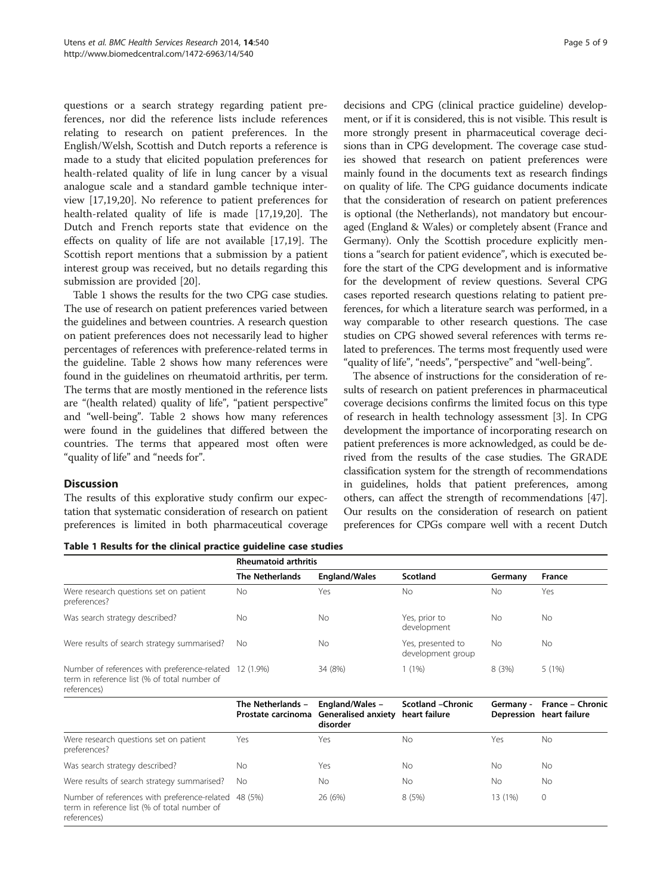questions or a search strategy regarding patient preferences, nor did the reference lists include references relating to research on patient preferences. In the English/Welsh, Scottish and Dutch reports a reference is made to a study that elicited population preferences for health-related quality of life in lung cancer by a visual analogue scale and a standard gamble technique interview [17,19,20]. No reference to patient preferences for health-related quality of life is made [17,19,20]. The Dutch and French reports state that evidence on the effects on quality of life are not available [17,19]. The Scottish report mentions that a submission by a patient interest group was received, but no details regarding this submission are provided [20].

Table 1 shows the results for the two CPG case studies. The use of research on patient preferences varied between the guidelines and between countries. A research question on patient preferences does not necessarily lead to higher percentages of references with preference-related terms in the guideline. Table 2 shows how many references were found in the guidelines on rheumatoid arthritis, per term. The terms that are mostly mentioned in the reference lists are "(health related) quality of life", "patient perspective" and "well-being". Table 2 shows how many references were found in the guidelines that differed between the countries. The terms that appeared most often were "quality of life" and "needs for".

## Discussion

The results of this explorative study confirm our expectation that systematic consideration of research on patient preferences is limited in both pharmaceutical coverage decisions and CPG (clinical practice guideline) development, or if it is considered, this is not visible. This result is more strongly present in pharmaceutical coverage decisions than in CPG development. The coverage case studies showed that research on patient preferences were mainly found in the documents text as research findings on quality of life. The CPG guidance documents indicate that the consideration of research on patient preferences is optional (the Netherlands), not mandatory but encouraged (England & Wales) or completely absent (France and Germany). Only the Scottish procedure explicitly mentions a "search for patient evidence", which is executed before the start of the CPG development and is informative for the development of review questions. Several CPG cases reported research questions relating to patient preferences, for which a literature search was performed, in a way comparable to other research questions. The case studies on CPG showed several references with terms related to preferences. The terms most frequently used were "quality of life", "needs", "perspective" and "well-being".

The absence of instructions for the consideration of results of research on patient preferences in pharmaceutical coverage decisions confirms the limited focus on this type of research in health technology assessment [3]. In CPG development the importance of incorporating research on patient preferences is more acknowledged, as could be derived from the results of the case studies. The GRADE classification system for the strength of recommendations in guidelines, holds that patient preferences, among others, can affect the strength of recommendations [47]. Our results on the consideration of research on patient preferences for CPGs compare well with a recent Dutch

**Table 1 Results for the clinical practice guideline case studies**

| | Rheumatoid arthritis | | | | |
|---|---|---|---|---|---|
| | **The Netherlands** | **England/Wales** | **Scotland** | **Germany** | **France** |
| Were research questions set on patient preferences? | No | Yes | No | No | Yes |
| Was search strategy described? | No | No | Yes, prior to development | No | No |
| Were results of search strategy summarised? | No | No | Yes, presented to development group | No | No |
| Number of references with preference-related term in reference list (% of total number of references) | 12 (1.9%) | 34 (8%) | 1 (1%) | 8 (3%) | 5 (1%) |
| | **The Netherlands – Prostate carcinoma** | **England/Wales – Generalised anxiety disorder** | **Scotland –Chronic heart failure** | **Germany - Depression** | **France – Chronic heart failure** |
| Were research questions set on patient preferences? | Yes | Yes | No | Yes | No |
| Was search strategy described? | No | Yes | No | No | No |
| Were results of search strategy summarised? | No | No | No | No | No |
| Number of references with preference-related term in reference list (% of total number of references) | 48 (5%) | 26 (6%) | 8 (5%) | 13 (1%) | 0 |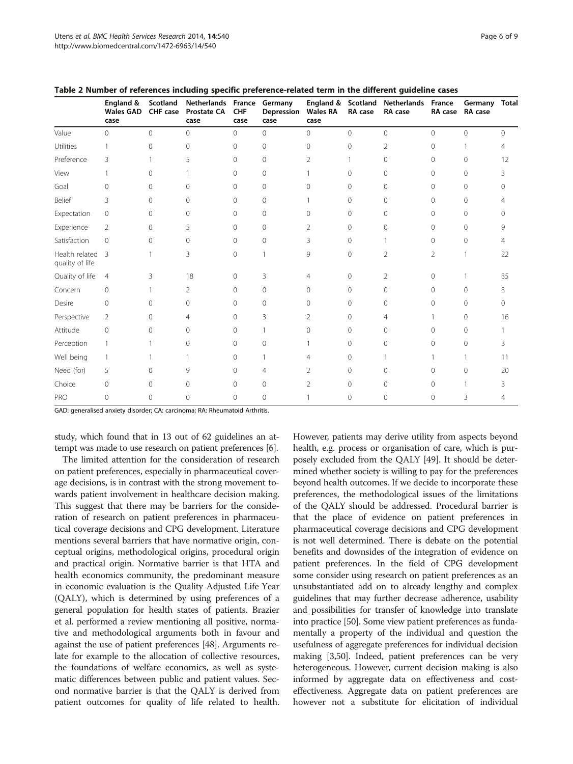**Table 2 Number of references including specific preference-related term in the different guideline cases**

| | England & Wales GAD case | Scotland CHF case | Netherlands Prostate CA case | France CHF case | Germany Depression case | England & Wales RA case | Scotland RA case | Netherlands RA case | France RA case | Germany RA case | Total |
|---|---|---|---|---|---|---|---|---|---|---|---|
| Value | 0 | 0 | 0 | 0 | 0 | 0 | 0 | 0 | 0 | 0 | 0 |
| Utilities | 1 | 0 | 0 | 0 | 0 | 0 | 0 | 2 | 0 | 1 | 4 |
| Preference | 3 | 1 | 5 | 0 | 0 | 2 | 1 | 0 | 0 | 0 | 12 |
| View | 1 | 0 | 1 | 0 | 0 | 1 | 0 | 0 | 0 | 0 | 3 |
| Goal | 0 | 0 | 0 | 0 | 0 | 0 | 0 | 0 | 0 | 0 | 0 |
| Belief | 3 | 0 | 0 | 0 | 0 | 1 | 0 | 0 | 0 | 0 | 4 |
| Expectation | 0 | 0 | 0 | 0 | 0 | 0 | 0 | 0 | 0 | 0 | 0 |
| Experience | 2 | 0 | 5 | 0 | 0 | 2 | 0 | 0 | 0 | 0 | 9 |
| Satisfaction | 0 | 0 | 0 | 0 | 0 | 3 | 0 | 1 | 0 | 0 | 4 |
| Health related quality of life | 3 | 1 | 3 | 0 | 1 | 9 | 0 | 2 | 2 | 1 | 22 |
| Quality of life | 4 | 3 | 18 | 0 | 3 | 4 | 0 | 2 | 0 | 1 | 35 |
| Concern | 0 | 1 | 2 | 0 | 0 | 0 | 0 | 0 | 0 | 0 | 3 |
| Desire | 0 | 0 | 0 | 0 | 0 | 0 | 0 | 0 | 0 | 0 | 0 |
| Perspective | 2 | 0 | 4 | 0 | 3 | 2 | 0 | 4 | 1 | 0 | 16 |
| Attitude | 0 | 0 | 0 | 0 | 1 | 0 | 0 | 0 | 0 | 0 | 1 |
| Perception | 1 | 1 | 0 | 0 | 0 | 1 | 0 | 0 | 0 | 0 | 3 |
| Well being | 1 | 1 | 1 | 0 | 1 | 4 | 0 | 1 | 1 | 1 | 11 |
| Need (for) | 5 | 0 | 9 | 0 | 4 | 2 | 0 | 0 | 0 | 0 | 20 |
| Choice | 0 | 0 | 0 | 0 | 0 | 2 | 0 | 0 | 0 | 1 | 3 |
| PRO | 0 | 0 | 0 | 0 | 0 | 1 | 0 | 0 | 0 | 3 | 4 |

GAD: generalised anxiety disorder; CA: carcinoma; RA: Rheumatoid Arthritis.

study, which found that in 13 out of 62 guidelines an attempt was made to use research on patient preferences [6].

The limited attention for the consideration of research on patient preferences, especially in pharmaceutical coverage decisions, is in contrast with the strong movement towards patient involvement in healthcare decision making. This suggest that there may be barriers for the consideration of research on patient preferences in pharmaceutical coverage decisions and CPG development. Literature mentions several barriers that have normative origin, conceptual origins, methodological origins, procedural origin and practical origin. Normative barrier is that HTA and health economics community, the predominant measure in economic evaluation is the Quality Adjusted Life Year (QALY), which is determined by using preferences of a general population for health states of patients. Brazier et al. performed a review mentioning all positive, normative and methodological arguments both in favour and against the use of patient preferences [48]. Arguments relate for example to the allocation of collective resources, the foundations of welfare economics, as well as systematic differences between public and patient values. Second normative barrier is that the QALY is derived from patient outcomes for quality of life related to health. However, patients may derive utility from aspects beyond health, e.g. process or organisation of care, which is purposely excluded from the QALY [49]. It should be determined whether society is willing to pay for the preferences beyond health outcomes. If we decide to incorporate these preferences, the methodological issues of the limitations of the QALY should be addressed. Procedural barrier is that the place of evidence on patient preferences in pharmaceutical coverage decisions and CPG development is not well determined. There is debate on the potential benefits and downsides of the integration of evidence on patient preferences. In the field of CPG development some consider using research on patient preferences as an unsubstantiated add on to already lengthy and complex guidelines that may further decrease adherence, usability and possibilities for transfer of knowledge into translate into practice [50]. Some view patient preferences as fundamentally a property of the individual and question the usefulness of aggregate preferences for individual decision making [3,50]. Indeed, patient preferences can be very heterogeneous. However, current decision making is also informed by aggregate data on effectiveness and cost-effectiveness. Aggregate data on patient preferences are however not a substitute for elicitation of individual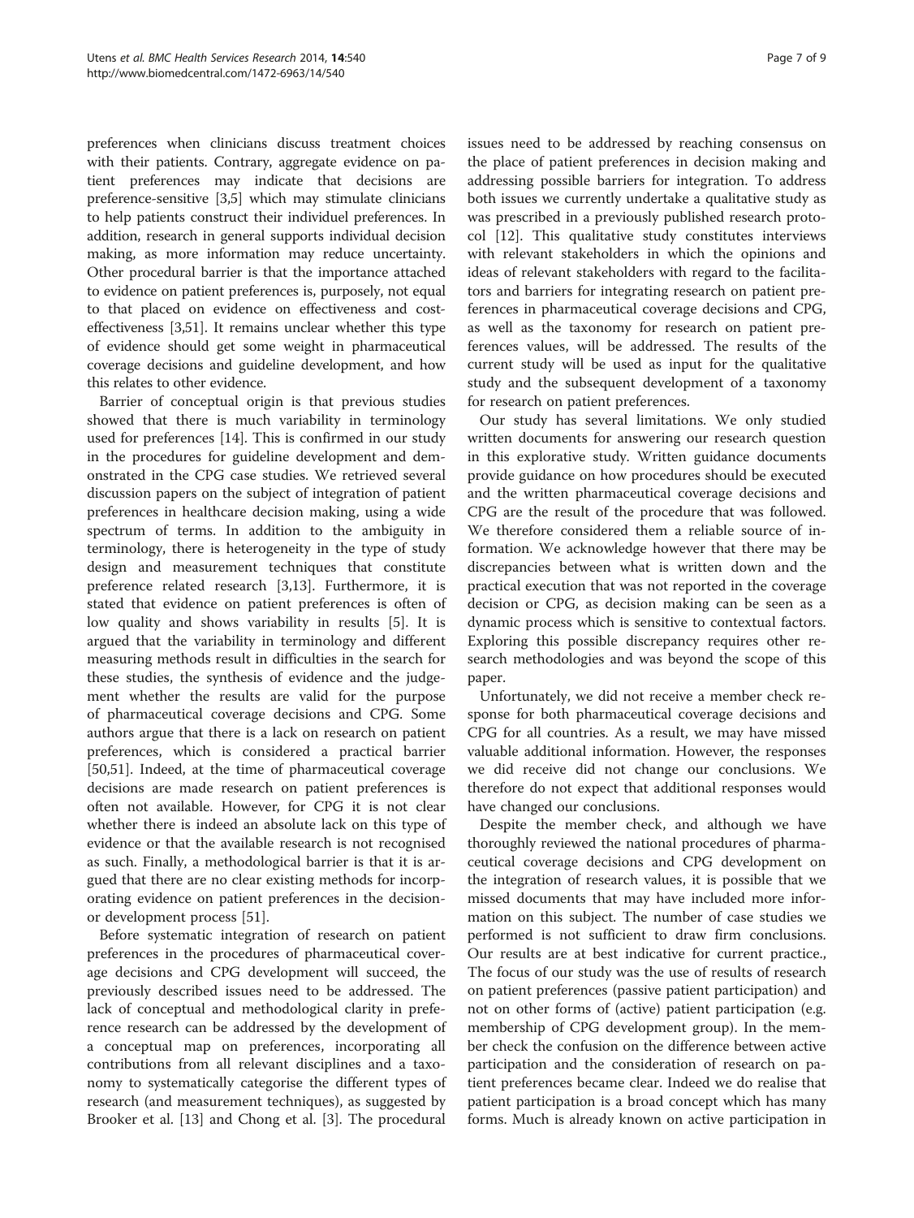preferences when clinicians discuss treatment choices with their patients. Contrary, aggregate evidence on patient preferences may indicate that decisions are preference-sensitive [3,5] which may stimulate clinicians to help patients construct their individuel preferences. In addition, research in general supports individual decision making, as more information may reduce uncertainty. Other procedural barrier is that the importance attached to evidence on patient preferences is, purposely, not equal to that placed on evidence on effectiveness and cost-effectiveness [3,51]. It remains unclear whether this type of evidence should get some weight in pharmaceutical coverage decisions and guideline development, and how this relates to other evidence.

Barrier of conceptual origin is that previous studies showed that there is much variability in terminology used for preferences [14]. This is confirmed in our study in the procedures for guideline development and demonstrated in the CPG case studies. We retrieved several discussion papers on the subject of integration of patient preferences in healthcare decision making, using a wide spectrum of terms. In addition to the ambiguity in terminology, there is heterogeneity in the type of study design and measurement techniques that constitute preference related research [3,13]. Furthermore, it is stated that evidence on patient preferences is often of low quality and shows variability in results [5]. It is argued that the variability in terminology and different measuring methods result in difficulties in the search for these studies, the synthesis of evidence and the judgement whether the results are valid for the purpose of pharmaceutical coverage decisions and CPG. Some authors argue that there is a lack on research on patient preferences, which is considered a practical barrier [50,51]. Indeed, at the time of pharmaceutical coverage decisions are made research on patient preferences is often not available. However, for CPG it is not clear whether there is indeed an absolute lack on this type of evidence or that the available research is not recognised as such. Finally, a methodological barrier is that it is argued that there are no clear existing methods for incorporating evidence on patient preferences in the decision- or development process [51].

Before systematic integration of research on patient preferences in the procedures of pharmaceutical coverage decisions and CPG development will succeed, the previously described issues need to be addressed. The lack of conceptual and methodological clarity in preference research can be addressed by the development of a conceptual map on preferences, incorporating all contributions from all relevant disciplines and a taxonomy to systematically categorise the different types of research (and measurement techniques), as suggested by Brooker et al. [13] and Chong et al. [3]. The procedural issues need to be addressed by reaching consensus on the place of patient preferences in decision making and addressing possible barriers for integration. To address both issues we currently undertake a qualitative study as was prescribed in a previously published research protocol [12]. This qualitative study constitutes interviews with relevant stakeholders in which the opinions and ideas of relevant stakeholders with regard to the facilitators and barriers for integrating research on patient preferences in pharmaceutical coverage decisions and CPG, as well as the taxonomy for research on patient preferences values, will be addressed. The results of the current study will be used as input for the qualitative study and the subsequent development of a taxonomy for research on patient preferences.

Our study has several limitations. We only studied written documents for answering our research question in this explorative study. Written guidance documents provide guidance on how procedures should be executed and the written pharmaceutical coverage decisions and CPG are the result of the procedure that was followed. We therefore considered them a reliable source of information. We acknowledge however that there may be discrepancies between what is written down and the practical execution that was not reported in the coverage decision or CPG, as decision making can be seen as a dynamic process which is sensitive to contextual factors. Exploring this possible discrepancy requires other research methodologies and was beyond the scope of this paper.

Unfortunately, we did not receive a member check response for both pharmaceutical coverage decisions and CPG for all countries. As a result, we may have missed valuable additional information. However, the responses we did receive did not change our conclusions. We therefore do not expect that additional responses would have changed our conclusions.

Despite the member check, and although we have thoroughly reviewed the national procedures of pharmaceutical coverage decisions and CPG development on the integration of research values, it is possible that we missed documents that may have included more information on this subject. The number of case studies we performed is not sufficient to draw firm conclusions. Our results are at best indicative for current practice., The focus of our study was the use of results of research on patient preferences (passive patient participation) and not on other forms of (active) patient participation (e.g. membership of CPG development group). In the member check the confusion on the difference between active participation and the consideration of research on patient preferences became clear. Indeed we do realise that patient participation is a broad concept which has many forms. Much is already known on active participation in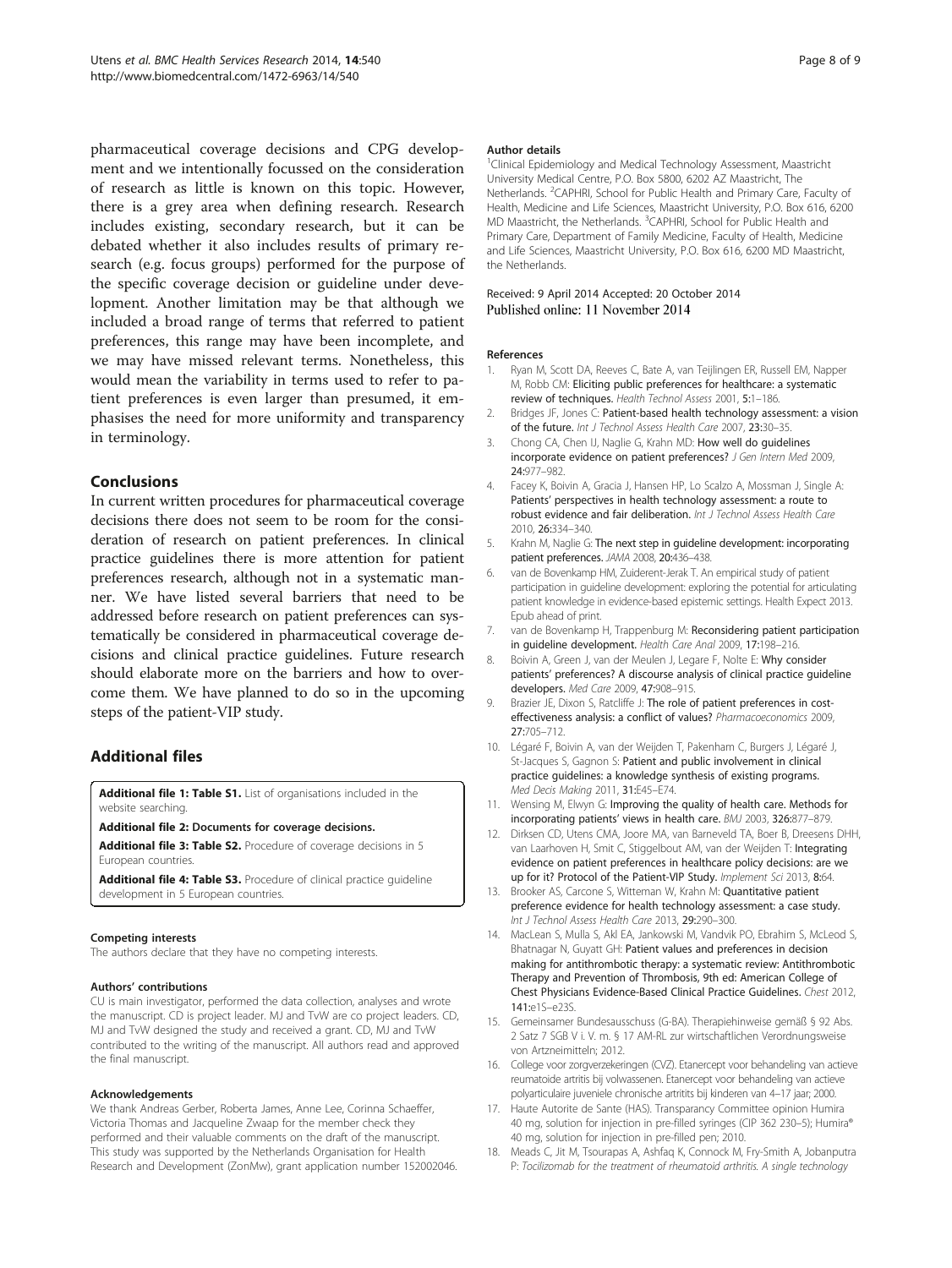pharmaceutical coverage decisions and CPG development and we intentionally focussed on the consideration of research as little is known on this topic. However, there is a grey area when defining research. Research includes existing, secondary research, but it can be debated whether it also includes results of primary research (e.g. focus groups) performed for the purpose of the specific coverage decision or guideline under development. Another limitation may be that although we included a broad range of terms that referred to patient preferences, this range may have been incomplete, and we may have missed relevant terms. Nonetheless, this would mean the variability in terms used to refer to patient preferences is even larger than presumed, it emphasises the need for more uniformity and transparency in terminology.

## Conclusions

In current written procedures for pharmaceutical coverage decisions there does not seem to be room for the consideration of research on patient preferences. In clinical practice guidelines there is more attention for patient preferences research, although not in a systematic manner. We have listed several barriers that need to be addressed before research on patient preferences can systematically be considered in pharmaceutical coverage decisions and clinical practice guidelines. Future research should elaborate more on the barriers and how to overcome them. We have planned to do so in the upcoming steps of the patient-VIP study.

## Additional files

**Additional file 1: Table S1.** List of organisations included in the website searching.

**Additional file 2: Documents for coverage decisions.**

**Additional file 3: Table S2.** Procedure of coverage decisions in 5 European countries.

**Additional file 4: Table S3.** Procedure of clinical practice guideline development in 5 European countries.

#### Competing interests

The authors declare that they have no competing interests.

#### Authors' contributions

CU is main investigator, performed the data collection, analyses and wrote the manuscript. CD is project leader. MJ and TvW are co project leaders. CD, MJ and TvW designed the study and received a grant. CD, MJ and TvW contributed to the writing of the manuscript. All authors read and approved the final manuscript.

#### Acknowledgements

We thank Andreas Gerber, Roberta James, Anne Lee, Corinna Schaeffer, Victoria Thomas and Jacqueline Zwaap for the member check they performed and their valuable comments on the draft of the manuscript. This study was supported by the Netherlands Organisation for Health Research and Development (ZonMw), grant application number 152002046.

#### Author details

[1]Clinical Epidemiology and Medical Technology Assessment, Maastricht University Medical Centre, P.O. Box 5800, 6202 AZ Maastricht, The Netherlands. [2]CAPHRI, School for Public Health and Primary Care, Faculty of Health, Medicine and Life Sciences, Maastricht University, P.O. Box 616, 6200 MD Maastricht, the Netherlands. [3]CAPHRI, School for Public Health and Primary Care, Department of Family Medicine, Faculty of Health, Medicine and Life Sciences, Maastricht University, P.O. Box 616, 6200 MD Maastricht, the Netherlands.

Received: 9 April 2014 Accepted: 20 October 2014
Published online: 11 November 2014

#### References

1. Ryan M, Scott DA, Reeves C, Bate A, van Teijlingen ER, Russell EM, Napper M, Robb CM: **Eliciting public preferences for healthcare: a systematic review of techniques.** *Health Technol Assess* 2001, **5**:1–186.
2. Bridges JF, Jones C: **Patient-based health technology assessment: a vision of the future.** *Int J Technol Assess Health Care* 2007, **23**:30–35.
3. Chong CA, Chen IJ, Naglie G, Krahn MD: **How well do guidelines incorporate evidence on patient preferences?** *J Gen Intern Med* 2009, **24**:977–982.
4. Facey K, Boivin A, Gracia J, Hansen HP, Lo Scalzo A, Mossman J, Single A: **Patients' perspectives in health technology assessment: a route to robust evidence and fair deliberation.** *Int J Technol Assess Health Care* 2010, **26**:334–340.
5. Krahn M, Naglie G: **The next step in guideline development: incorporating patient preferences.** *JAMA* 2008, **20**:436–438.
6. van de Bovenkamp HM, Zuiderent-Jerak T. An empirical study of patient participation in guideline development: exploring the potential for articulating patient knowledge in evidence-based epistemic settings. Health Expect 2013. Epub ahead of print.
7. van de Bovenkamp H, Trappenburg M: **Reconsidering patient participation in guideline development.** *Health Care Anal* 2009, **17**:198–216.
8. Boivin A, Green J, van der Meulen J, Legare F, Nolte E: **Why consider patients' preferences? A discourse analysis of clinical practice guideline developers.** *Med Care* 2009, **47**:908–915.
9. Brazier JE, Dixon S, Ratcliffe J: **The role of patient preferences in cost-effectiveness analysis: a conflict of values?** *Pharmacoeconomics* 2009, **27**:705–712.
10. Légaré F, Boivin A, van der Weijden T, Pakenham C, Burgers J, Légaré J, St-Jacques S, Gagnon S: **Patient and public involvement in clinical practice guidelines: a knowledge synthesis of existing programs.** *Med Decis Making* 2011, **31**:E45–E74.
11. Wensing M, Elwyn G: **Improving the quality of health care. Methods for incorporating patients' views in health care.** *BMJ* 2003, **326**:877–879.
12. Dirksen CD, Utens CMA, Joore MA, van Barneveld TA, Boer B, Dreesens DHH, van Laarhoven H, Smit C, Stiggelbout AM, van der Weijden T: **Integrating evidence on patient preferences in healthcare policy decisions: are we up for it? Protocol of the Patient-VIP Study.** *Implement Sci* 2013, **8**:64.
13. Brooker AS, Carcone S, Witteman W, Krahn M: **Quantitative patient preference evidence for health technology assessment: a case study.** *Int J Technol Assess Health Care* 2013, **29**:290–300.
14. MacLean S, Mulla S, Akl EA, Jankowski M, Vandvik PO, Ebrahim S, McLeod S, Bhatnagar N, Guyatt GH: **Patient values and preferences in decision making for antithrombotic therapy: a systematic review: Antithrombotic Therapy and Prevention of Thrombosis, 9th ed: American College of Chest Physicians Evidence-Based Clinical Practice Guidelines.** *Chest* 2012, **141**:e1S–e23S.
15. Gemeinsamer Bundesausschuss (G-BA). Therapiehinweise gemäß § 92 Abs. 2 Satz 7 SGB V i. V. m. § 17 AM-RL zur wirtschaftlichen Verordnungsweise von Artzneimitteln; 2012.
16. College voor zorgverzekeringen (CVZ). Etanercept voor behandeling van actieve reumatoide artritis bij volwassenen. Etanercept voor behandeling van actieve polyarticulaire juveniele chronische artritits bij kinderen van 4–17 jaar; 2000.
17. Haute Autorite de Sante (HAS). Transparancy Committee opinion Humira 40 mg, solution for injection in pre-filled syringes (CIP 362 230–5); Humira® 40 mg, solution for injection in pre-filled pen; 2010.
18. Meads C, Jit M, Tsourapas A, Ashfaq K, Connock M, Fry-Smith A, Jobanputra P: *Tocilizomab for the treatment of rheumatoid arthritis. A single technology*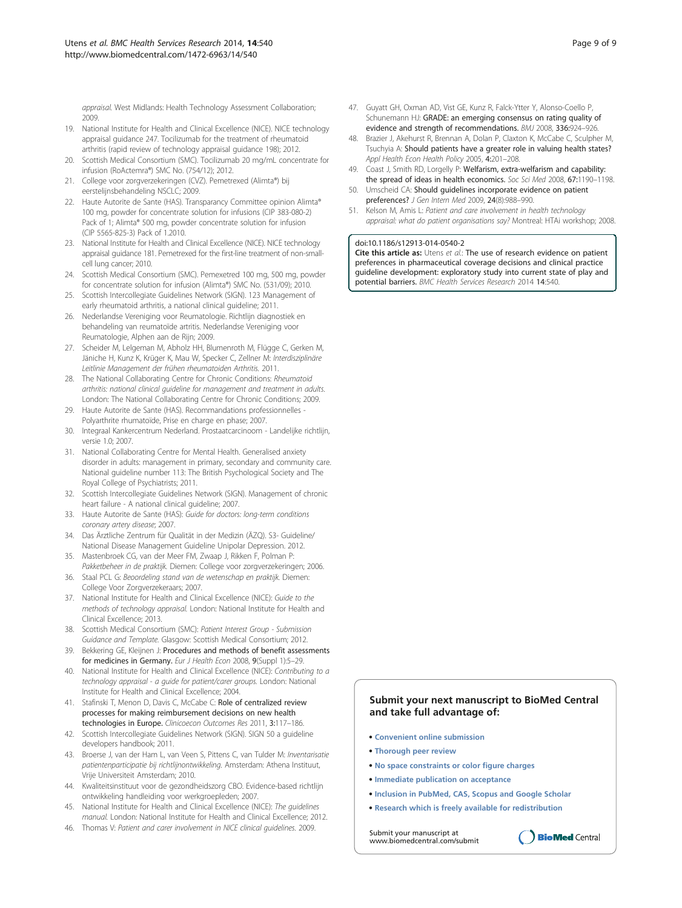appraisal. West Midlands: Health Technology Assessment Collaboration; 2009.

19. National Institute for Health and Clinical Excellence (NICE). NICE technology appraisal guidance 247. Tocilizumab for the treatment of rheumatoid arthritis (rapid review of technology appraisal guidance 198); 2012.
20. Scottish Medical Consortium (SMC). Tocilizumab 20 mg/mL concentrate for infusion (RoActemra®) SMC No. (754/12); 2012.
21. College voor zorgverzekeringen (CVZ). Pemetrexed (Alimta®) bij eerstelijnsbehandeling NSCLC; 2009.
22. Haute Autorite de Sante (HAS). Transparancy Committee opinion Alimta® 100 mg, powder for concentrate solution for infusions (CIP 383-080-2) Pack of 1; Alimta® 500 mg, powder concentrate solution for infusion (CIP 5565-825-3) Pack of 1.2010.
23. National Institute for Health and Clinical Excellence (NICE). NICE technology appraisal guidance 181. Pemetrexed for the first-line treatment of non-small-cell lung cancer; 2010.
24. Scottish Medical Consortium (SMC). Pemexetred 100 mg, 500 mg, powder for concentrate solution for infusion (Alimta®) SMC No. (531/09); 2010.
25. Scottish Intercollegiate Guidelines Network (SIGN). 123 Management of early rheumatoid arthritis, a national clinical guideline; 2011.
26. Nederlandse Vereniging voor Reumatologie. Richtlijn diagnostiek en behandeling van reumatoïde artritis. Nederlandse Vereniging voor Reumatologie, Alphen aan de Rijn; 2009.
27. Scheider M, Lelgeman M, Abholz HH, Blumenroth M, Flügge C, Gerken M, Jäniche H, Kunz K, Krüger K, Mau W, Specker C, Zellner M: *Interdisziplinäre Leitlinie Management der frühen rheumatoiden Arthritis.* 2011.
28. The National Collaborating Centre for Chronic Conditions: *Rheumatoid arthritis: national clinical guideline for management and treatment in adults.* London: The National Collaborating Centre for Chronic Conditions; 2009.
29. Haute Autorite de Sante (HAS). Recommandations professionnelles - Polyarthrite rhumatoïde, Prise en charge en phase; 2007.
30. Integraal Kankercentrum Nederland. Prostaatcarcinoom - Landelijke richtlijn, versie 1.0; 2007.
31. National Collaborating Centre for Mental Health. Generalised anxiety disorder in adults: management in primary, secondary and community care. National guideline number 113: The British Psychological Society and The Royal College of Psychiatrists; 2011.
32. Scottish Intercollegiate Guidelines Network (SIGN). Management of chronic heart failure - A national clinical guideline; 2007.
33. Haute Autorite de Sante (HAS): *Guide for doctors: long-term conditions coronary artery disease*; 2007.
34. Das Ärztliche Zentrum für Qualität in der Medizin (ÄZQ). S3- Guideline/ National Disease Management Guideline Unipolar Depression. 2012.
35. Mastenbroek CG, van der Meer FM, Zwaap J, Rikken F, Polman P: *Pakketbeheer in de praktijk.* Diemen: College voor zorgverzekeringen; 2006.
36. Staal PCL G: *Beoordeling stand van de wetenschap en praktijk.* Diemen: College Voor Zorgverzekeraars; 2007.
37. National Institute for Health and Clinical Excellence (NICE): *Guide to the methods of technology appraisal.* London: National Institute for Health and Clinical Excellence; 2013.
38. Scottish Medical Consortium (SMC): *Patient Interest Group - Submission Guidance and Template.* Glasgow: Scottish Medical Consortium; 2012.
39. Bekkering GE, Kleijnen J: **Procedures and methods of benefit assessments for medicines in Germany.** *Eur J Health Econ* 2008, **9**(Suppl 1):5–29.
40. National Institute for Health and Clinical Excellence (NICE): *Contributing to a technology appraisal - a guide for patient/carer groups.* London: National Institute for Health and Clinical Excellence; 2004.
41. Stafinski T, Menon D, Davis C, McCabe C: **Role of centralized review processes for making reimbursement decisions on new health technologies in Europe.** *Clinicoecon Outcomes Res* 2011, **3**:117–186.
42. Scottish Intercollegiate Guidelines Network (SIGN). SIGN 50 a guideline developers handbook; 2011.
43. Broerse J, van der Ham L, van Veen S, Pittens C, van Tulder M: *Inventarisatie patientenparticipatie bij richtlijnontwikkeling.* Amsterdam: Athena Instituut, Vrije Universiteit Amsterdam; 2010.
44. Kwaliteitsinstituut voor de gezondheidszorg CBO. Evidence-based richtlijn ontwikkeling handleiding voor werkgroepleden; 2007.
45. National Institute for Health and Clinical Excellence (NICE): *The guidelines manual.* London: National Institute for Health and Clinical Excellence; 2012.
46. Thomas V: *Patient and carer involvement in NICE clinical guidelines.* 2009.
47. Guyatt GH, Oxman AD, Vist GE, Kunz R, Falck-Ytter Y, Alonso-Coello P, Schunemann HJ: **GRADE: an emerging consensus on rating quality of evidence and strength of recommendations.** *BMJ* 2008, **336**:924–926.
48. Brazier J, Akehurst R, Brennan A, Dolan P, Claxton K, McCabe C, Sculpher M, Tsuchyia A: **Should patients have a greater role in valuing health states?** *Appl Health Econ Health Policy* 2005, **4**:201–208.
49. Coast J, Smith RD, Lorgelly P: **Welfarism, extra-welfarism and capability: the spread of ideas in health economics.** *Soc Sci Med* 2008, **67**:1190–1198.
50. Umscheid CA: **Should guidelines incorporate evidence on patient preferences?** *J Gen Intern Med* 2009, **24**(8):988–990.
51. Kelson M, Amis L: *Patient and care involvement in health technology appraisal: what do patient organisations say?* Montreal: HTAi workshop; 2008.

doi:10.1186/s12913-014-0540-2

**Cite this article as:** Utens *et al.*: The use of research evidence on patient preferences in pharmaceutical coverage decisions and clinical practice guideline development: exploratory study into current state of play and potential barriers. *BMC Health Services Research* 2014 **14**:540.

**Submit your next manuscript to BioMed Central and take full advantage of:**

- **Convenient online submission**
- **Thorough peer review**
- **No space constraints or color figure charges**
- **Immediate publication on acceptance**
- **Inclusion in PubMed, CAS, Scopus and Google Scholar**
- **Research which is freely available for redistribution**

Submit your manuscript at
www.biomedcentral.com/submit

BioMed Central